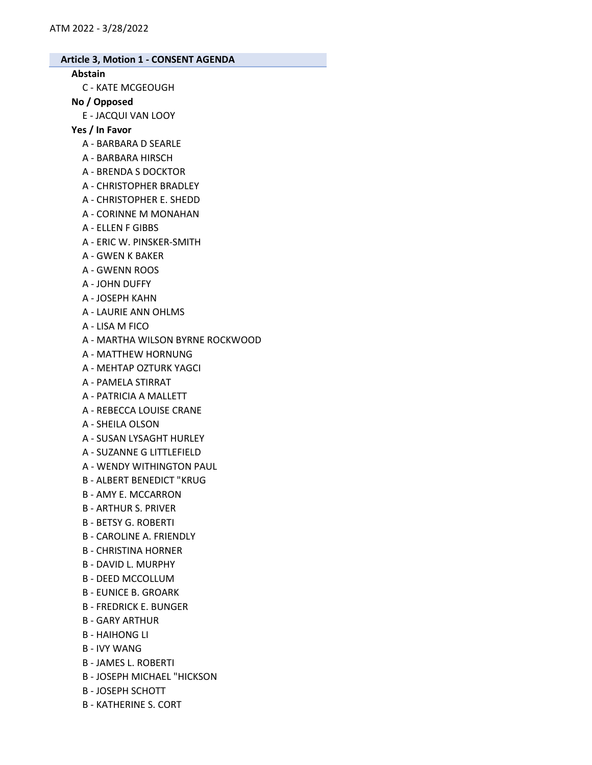## Article 3, Motion 1 - CONSENT AGENDA

**Abstain**

- C - KATE MCGEOUGH

**No / Opposed**

- E - JACQUI VAN LOOY

**Yes / In Favor**

- A - BARBARA D SEARLE
- A - BARBARA HIRSCH
- A - BRENDA S DOCKTOR
- A - CHRISTOPHER BRADLEY
- A - CHRISTOPHER E. SHEDD
- A - CORINNE M MONAHAN
- A - ELLEN F GIBBS
- A - ERIC W. PINSKER-SMITH
- A - GWEN K BAKER
- A - GWENN ROOS
- A - JOHN DUFFY
- A - JOSEPH KAHN
- A - LAURIE ANN OHLMS
- A - LISA M FICO
- A - MARTHA WILSON BYRNE ROCKWOOD
- A - MATTHEW HORNUNG
- A - MEHTAP OZTURK YAGCI
- A - PAMELA STIRRAT
- A - PATRICIA A MALLETT
- A - REBECCA LOUISE CRANE
- A - SHEILA OLSON
- A - SUSAN LYSAGHT HURLEY
- A - SUZANNE G LITTLEFIELD
- A - WENDY WITHINGTON PAUL
- B - ALBERT BENEDICT "KRUG
- B - AMY E. MCCARRON
- B - ARTHUR S. PRIVER
- B - BETSY G. ROBERTI
- B - CAROLINE A. FRIENDLY
- B - CHRISTINA HORNER
- B - DAVID L. MURPHY
- B - DEED MCCOLLUM
- B - EUNICE B. GROARK
- B - FREDRICK E. BUNGER
- B - GARY ARTHUR
- B - HAIHONG LI
- B - IVY WANG
- B - JAMES L. ROBERTI
- B - JOSEPH MICHAEL "HICKSON
- B - JOSEPH SCHOTT
- B - KATHERINE S. CORT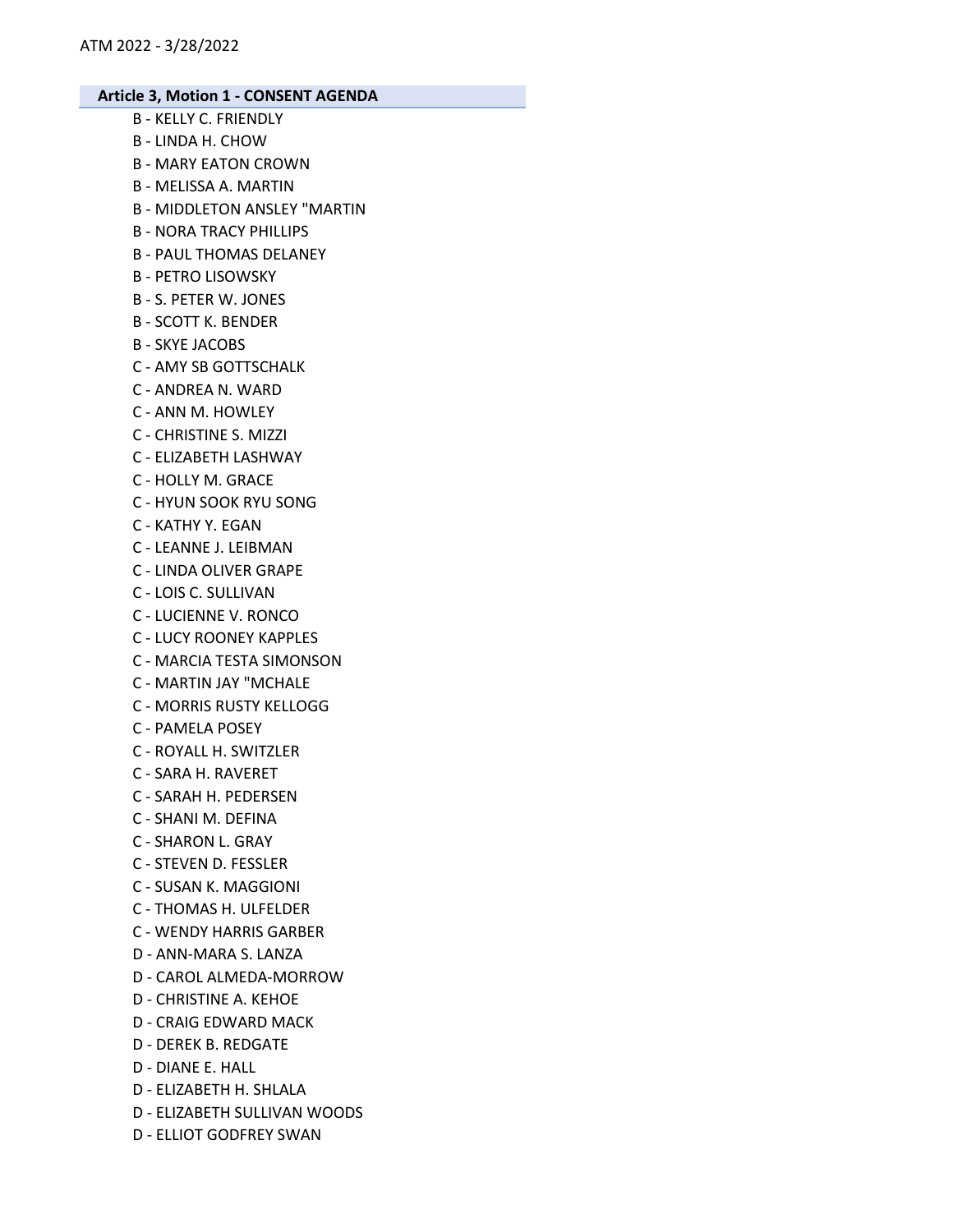**Article 3, Motion 1 - CONSENT AGENDA**

B - KELLY C. FRIENDLY
B - LINDA H. CHOW
B - MARY EATON CROWN
B - MELISSA A. MARTIN
B - MIDDLETON ANSLEY "MARTIN
B - NORA TRACY PHILLIPS
B - PAUL THOMAS DELANEY
B - PETRO LISOWSKY
B - S. PETER W. JONES
B - SCOTT K. BENDER
B - SKYE JACOBS
C - AMY SB GOTTSCHALK
C - ANDREA N. WARD
C - ANN M. HOWLEY
C - CHRISTINE S. MIZZI
C - ELIZABETH LASHWAY
C - HOLLY M. GRACE
C - HYUN SOOK RYU SONG
C - KATHY Y. EGAN
C - LEANNE J. LEIBMAN
C - LINDA OLIVER GRAPE
C - LOIS C. SULLIVAN
C - LUCIENNE V. RONCO
C - LUCY ROONEY KAPPLES
C - MARCIA TESTA SIMONSON
C - MARTIN JAY "MCHALE
C - MORRIS RUSTY KELLOGG
C - PAMELA POSEY
C - ROYALL H. SWITZLER
C - SARA H. RAVERET
C - SARAH H. PEDERSEN
C - SHANI M. DEFINA
C - SHARON L. GRAY
C - STEVEN D. FESSLER
C - SUSAN K. MAGGIONI
C - THOMAS H. ULFELDER
C - WENDY HARRIS GARBER
D - ANN-MARA S. LANZA
D - CAROL ALMEDA-MORROW
D - CHRISTINE A. KEHOE
D - CRAIG EDWARD MACK
D - DEREK B. REDGATE
D - DIANE E. HALL
D - ELIZABETH H. SHLALA
D - ELIZABETH SULLIVAN WOODS
D - ELLIOT GODFREY SWAN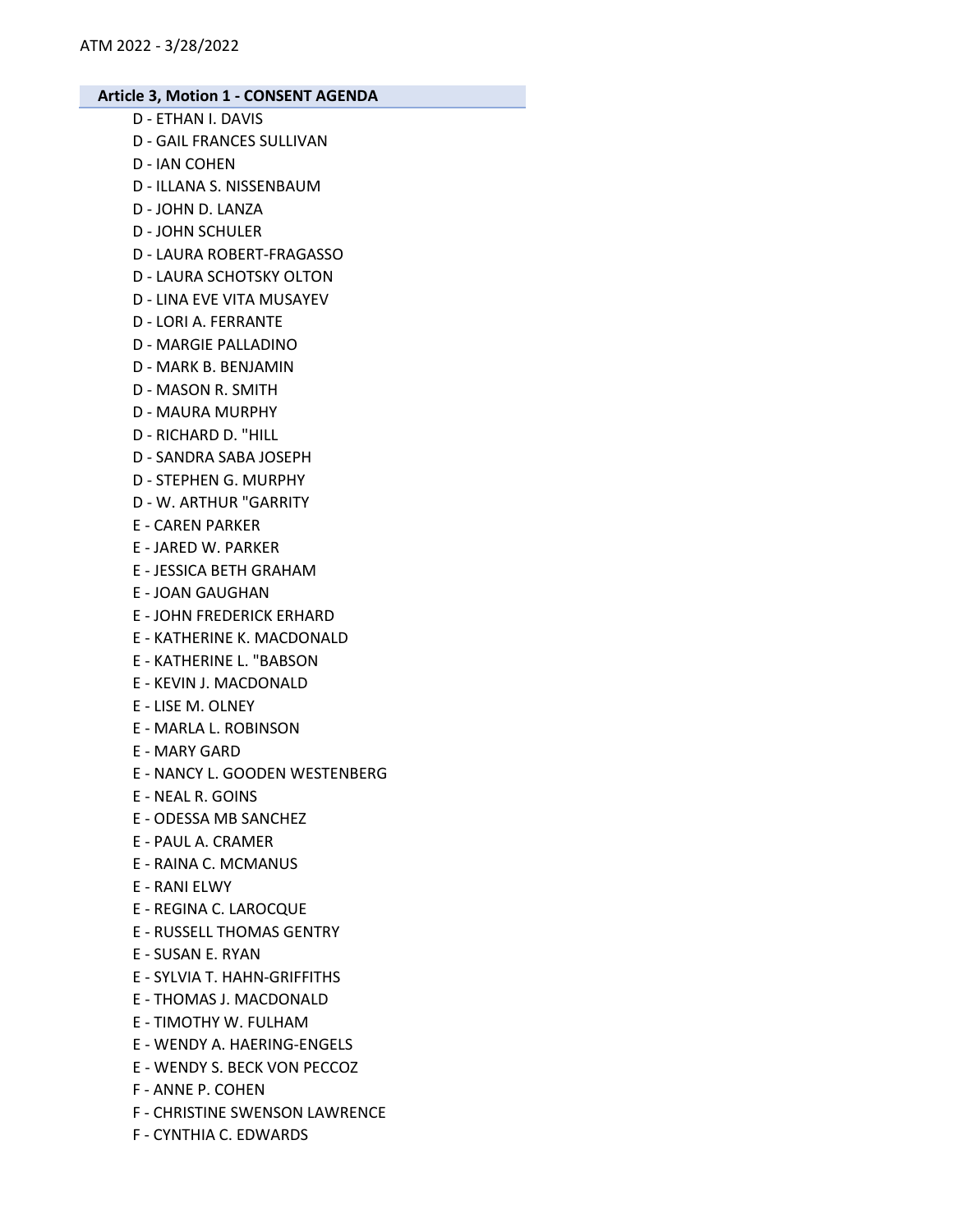## Article 3, Motion 1 - CONSENT AGENDA

D - ETHAN I. DAVIS
D - GAIL FRANCES SULLIVAN
D - IAN COHEN
D - ILLANA S. NISSENBAUM
D - JOHN D. LANZA
D - JOHN SCHULER
D - LAURA ROBERT-FRAGASSO
D - LAURA SCHOTSKY OLTON
D - LINA EVE VITA MUSAYEV
D - LORI A. FERRANTE
D - MARGIE PALLADINO
D - MARK B. BENJAMIN
D - MASON R. SMITH
D - MAURA MURPHY
D - RICHARD D. "HILL
D - SANDRA SABA JOSEPH
D - STEPHEN G. MURPHY
D - W. ARTHUR "GARRITY
E - CAREN PARKER
E - JARED W. PARKER
E - JESSICA BETH GRAHAM
E - JOAN GAUGHAN
E - JOHN FREDERICK ERHARD
E - KATHERINE K. MACDONALD
E - KATHERINE L. "BABSON
E - KEVIN J. MACDONALD
E - LISE M. OLNEY
E - MARLA L. ROBINSON
E - MARY GARD
E - NANCY L. GOODEN WESTENBERG
E - NEAL R. GOINS
E - ODESSA MB SANCHEZ
E - PAUL A. CRAMER
E - RAINA C. MCMANUS
E - RANI ELWY
E - REGINA C. LAROCQUE
E - RUSSELL THOMAS GENTRY
E - SUSAN E. RYAN
E - SYLVIA T. HAHN-GRIFFITHS
E - THOMAS J. MACDONALD
E - TIMOTHY W. FULHAM
E - WENDY A. HAERING-ENGELS
E - WENDY S. BECK VON PECCOZ
F - ANNE P. COHEN
F - CHRISTINE SWENSON LAWRENCE
F - CYNTHIA C. EDWARDS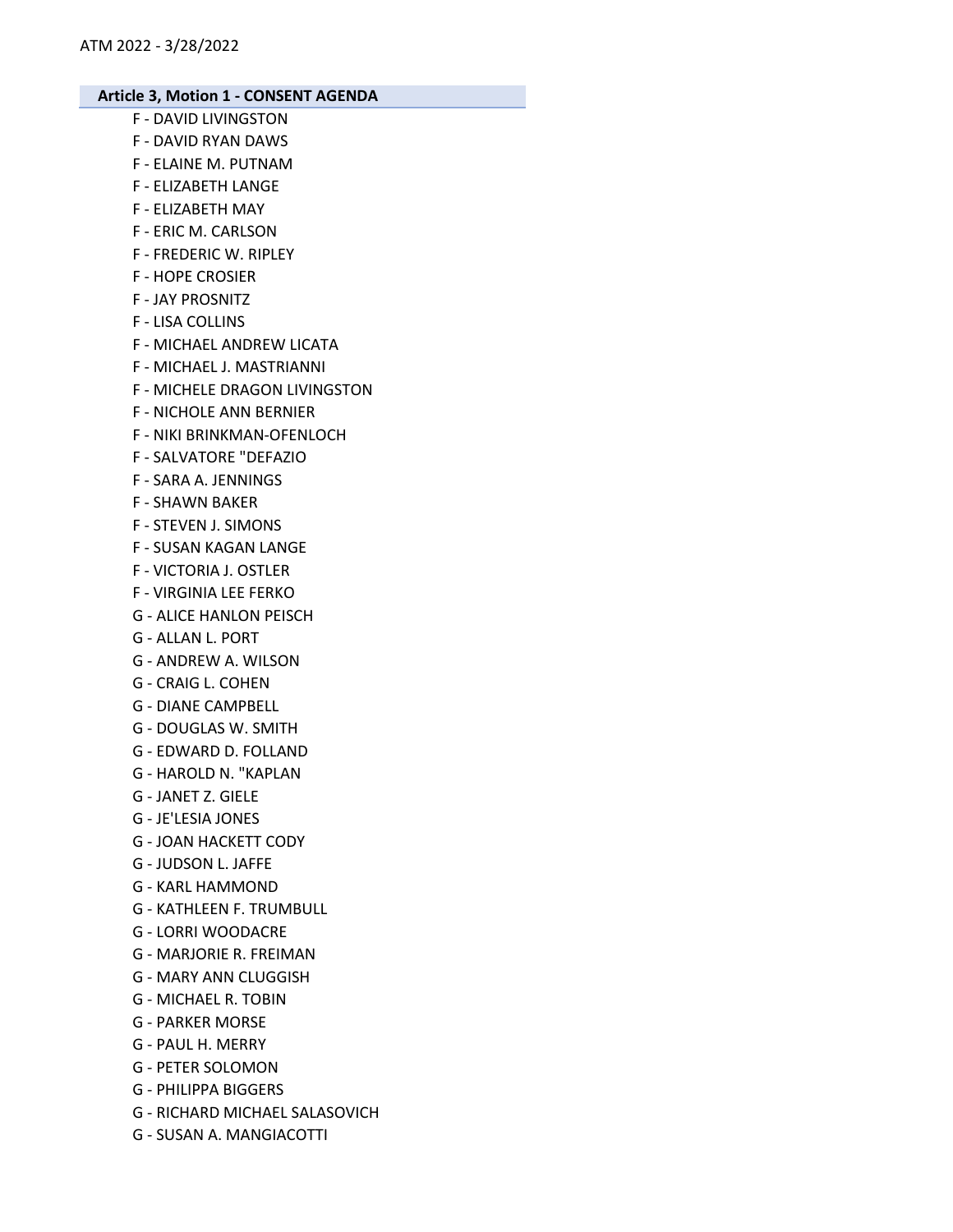**Article 3, Motion 1 - CONSENT AGENDA**

F - DAVID LIVINGSTON
F - DAVID RYAN DAWS
F - ELAINE M. PUTNAM
F - ELIZABETH LANGE
F - ELIZABETH MAY
F - ERIC M. CARLSON
F - FREDERIC W. RIPLEY
F - HOPE CROSIER
F - JAY PROSNITZ
F - LISA COLLINS
F - MICHAEL ANDREW LICATA
F - MICHAEL J. MASTRIANNI
F - MICHELE DRAGON LIVINGSTON
F - NICHOLE ANN BERNIER
F - NIKI BRINKMAN-OFENLOCH
F - SALVATORE "DEFAZIO
F - SARA A. JENNINGS
F - SHAWN BAKER
F - STEVEN J. SIMONS
F - SUSAN KAGAN LANGE
F - VICTORIA J. OSTLER
F - VIRGINIA LEE FERKO
G - ALICE HANLON PEISCH
G - ALLAN L. PORT
G - ANDREW A. WILSON
G - CRAIG L. COHEN
G - DIANE CAMPBELL
G - DOUGLAS W. SMITH
G - EDWARD D. FOLLAND
G - HAROLD N. "KAPLAN
G - JANET Z. GIELE
G - JE'LESIA JONES
G - JOAN HACKETT CODY
G - JUDSON L. JAFFE
G - KARL HAMMOND
G - KATHLEEN F. TRUMBULL
G - LORRI WOODACRE
G - MARJORIE R. FREIMAN
G - MARY ANN CLUGGISH
G - MICHAEL R. TOBIN
G - PARKER MORSE
G - PAUL H. MERRY
G - PETER SOLOMON
G - PHILIPPA BIGGERS
G - RICHARD MICHAEL SALASOVICH
G - SUSAN A. MANGIACOTTI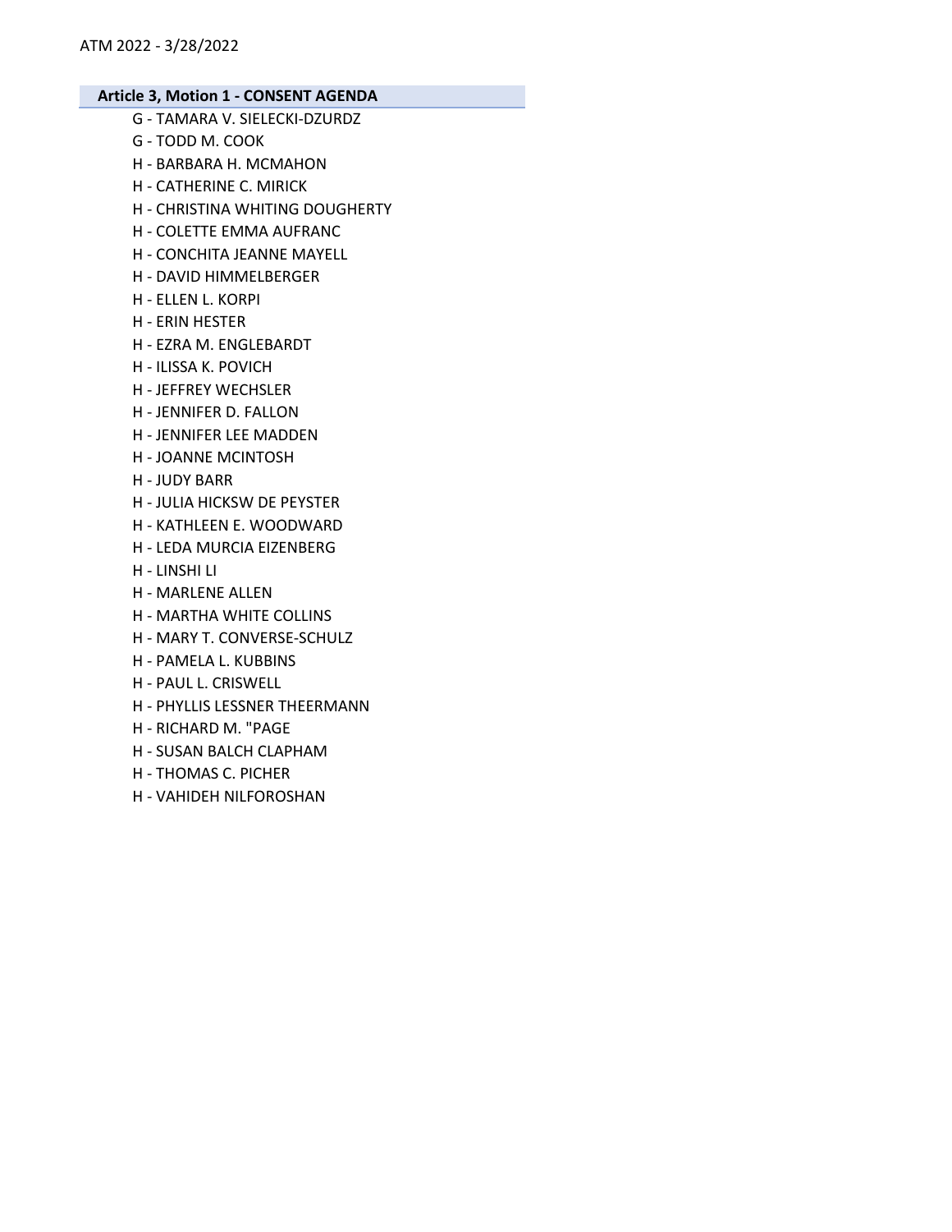**Article 3, Motion 1 - CONSENT AGENDA**

G - TAMARA V. SIELECKI-DZURDZ
G - TODD M. COOK
H - BARBARA H. MCMAHON
H - CATHERINE C. MIRICK
H - CHRISTINA WHITING DOUGHERTY
H - COLETTE EMMA AUFRANC
H - CONCHITA JEANNE MAYELL
H - DAVID HIMMELBERGER
H - ELLEN L. KORPI
H - ERIN HESTER
H - EZRA M. ENGLEBARDT
H - ILISSA K. POVICH
H - JEFFREY WECHSLER
H - JENNIFER D. FALLON
H - JENNIFER LEE MADDEN
H - JOANNE MCINTOSH
H - JUDY BARR
H - JULIA HICKSW DE PEYSTER
H - KATHLEEN E. WOODWARD
H - LEDA MURCIA EIZENBERG
H - LINSHI LI
H - MARLENE ALLEN
H - MARTHA WHITE COLLINS
H - MARY T. CONVERSE-SCHULZ
H - PAMELA L. KUBBINS
H - PAUL L. CRISWELL
H - PHYLLIS LESSNER THEERMANN
H - RICHARD M. "PAGE
H - SUSAN BALCH CLAPHAM
H - THOMAS C. PICHER
H - VAHIDEH NILFOROSHAN